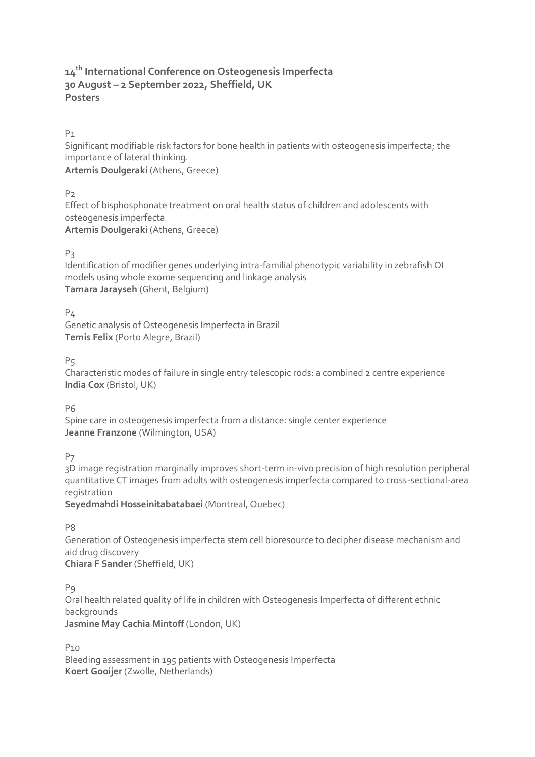# 14th International Conference on Osteogenesis Imperfecta
## 30 August – 2 September 2022, Sheffield, UK
## Posters

P1
Significant modifiable risk factors for bone health in patients with osteogenesis imperfecta; the importance of lateral thinking.
**Artemis Doulgeraki** (Athens, Greece)

P2
Effect of bisphosphonate treatment on oral health status of children and adolescents with osteogenesis imperfecta
**Artemis Doulgeraki** (Athens, Greece)

P3
Identification of modifier genes underlying intra-familial phenotypic variability in zebrafish OI models using whole exome sequencing and linkage analysis
**Tamara Jarayseh** (Ghent, Belgium)

P4
Genetic analysis of Osteogenesis Imperfecta in Brazil
**Temis Felix** (Porto Alegre, Brazil)

P5
Characteristic modes of failure in single entry telescopic rods: a combined 2 centre experience
**India Cox** (Bristol, UK)

P6
Spine care in osteogenesis imperfecta from a distance: single center experience
**Jeanne Franzone** (Wilmington, USA)

P7
3D image registration marginally improves short-term in-vivo precision of high resolution peripheral quantitative CT images from adults with osteogenesis imperfecta compared to cross-sectional-area registration
**Seyedmahdi Hosseinitabatabaei** (Montreal, Quebec)

P8
Generation of Osteogenesis imperfecta stem cell bioresource to decipher disease mechanism and aid drug discovery
**Chiara F Sander** (Sheffield, UK)

P9
Oral health related quality of life in children with Osteogenesis Imperfecta of different ethnic backgrounds
**Jasmine May Cachia Mintoff** (London, UK)

P10
Bleeding assessment in 195 patients with Osteogenesis Imperfecta
**Koert Gooijer** (Zwolle, Netherlands)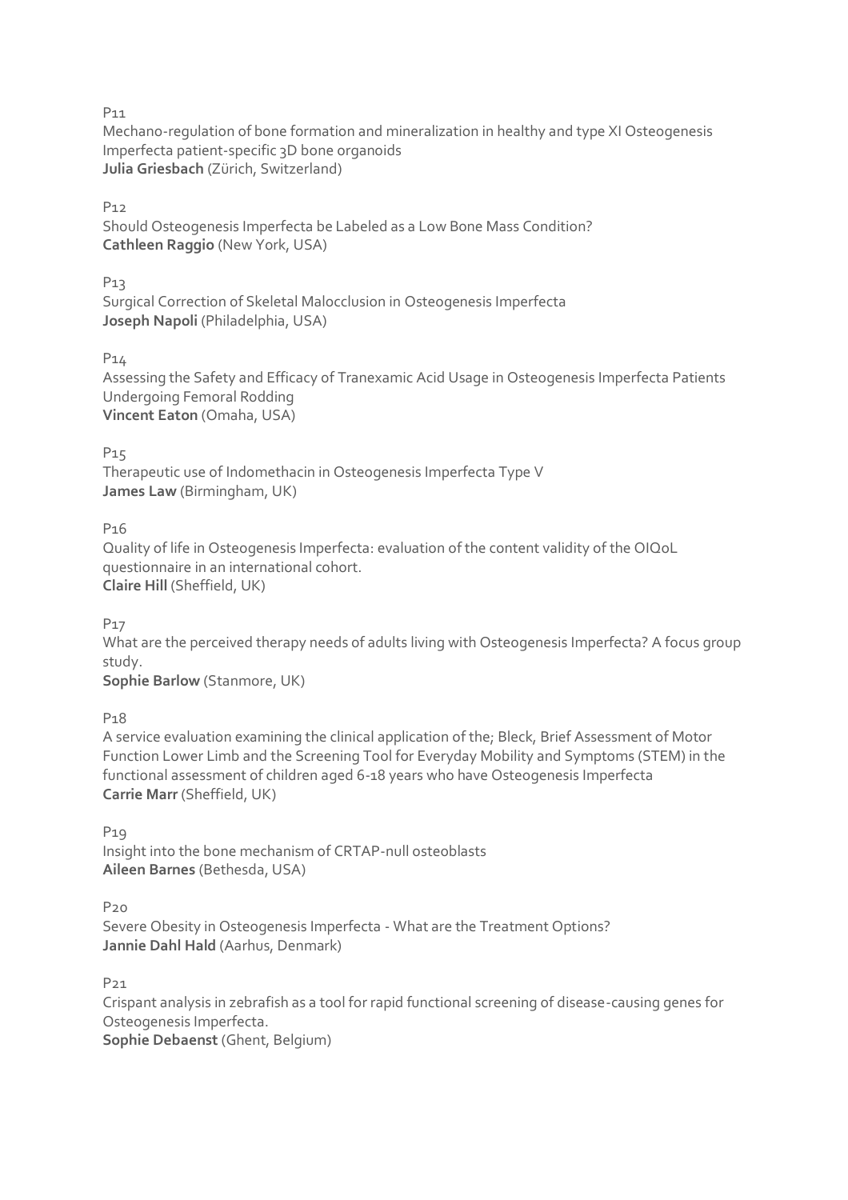P11

Mechano-regulation of bone formation and mineralization in healthy and type XI Osteogenesis Imperfecta patient-specific 3D bone organoids
**Julia Griesbach** (Zürich, Switzerland)

P12

Should Osteogenesis Imperfecta be Labeled as a Low Bone Mass Condition?
**Cathleen Raggio** (New York, USA)

P13

Surgical Correction of Skeletal Malocclusion in Osteogenesis Imperfecta
**Joseph Napoli** (Philadelphia, USA)

P14

Assessing the Safety and Efficacy of Tranexamic Acid Usage in Osteogenesis Imperfecta Patients Undergoing Femoral Rodding
**Vincent Eaton** (Omaha, USA)

P15

Therapeutic use of Indomethacin in Osteogenesis Imperfecta Type V
**James Law** (Birmingham, UK)

P16

Quality of life in Osteogenesis Imperfecta: evaluation of the content validity of the OIQoL questionnaire in an international cohort.
**Claire Hill** (Sheffield, UK)

P17

What are the perceived therapy needs of adults living with Osteogenesis Imperfecta? A focus group study.
**Sophie Barlow** (Stanmore, UK)

P18

A service evaluation examining the clinical application of the; Bleck, Brief Assessment of Motor Function Lower Limb and the Screening Tool for Everyday Mobility and Symptoms (STEM) in the functional assessment of children aged 6-18 years who have Osteogenesis Imperfecta
**Carrie Marr** (Sheffield, UK)

P19

Insight into the bone mechanism of CRTAP-null osteoblasts
**Aileen Barnes** (Bethesda, USA)

P20

Severe Obesity in Osteogenesis Imperfecta - What are the Treatment Options?
**Jannie Dahl Hald** (Aarhus, Denmark)

P21

Crispant analysis in zebrafish as a tool for rapid functional screening of disease-causing genes for Osteogenesis Imperfecta.
**Sophie Debaenst** (Ghent, Belgium)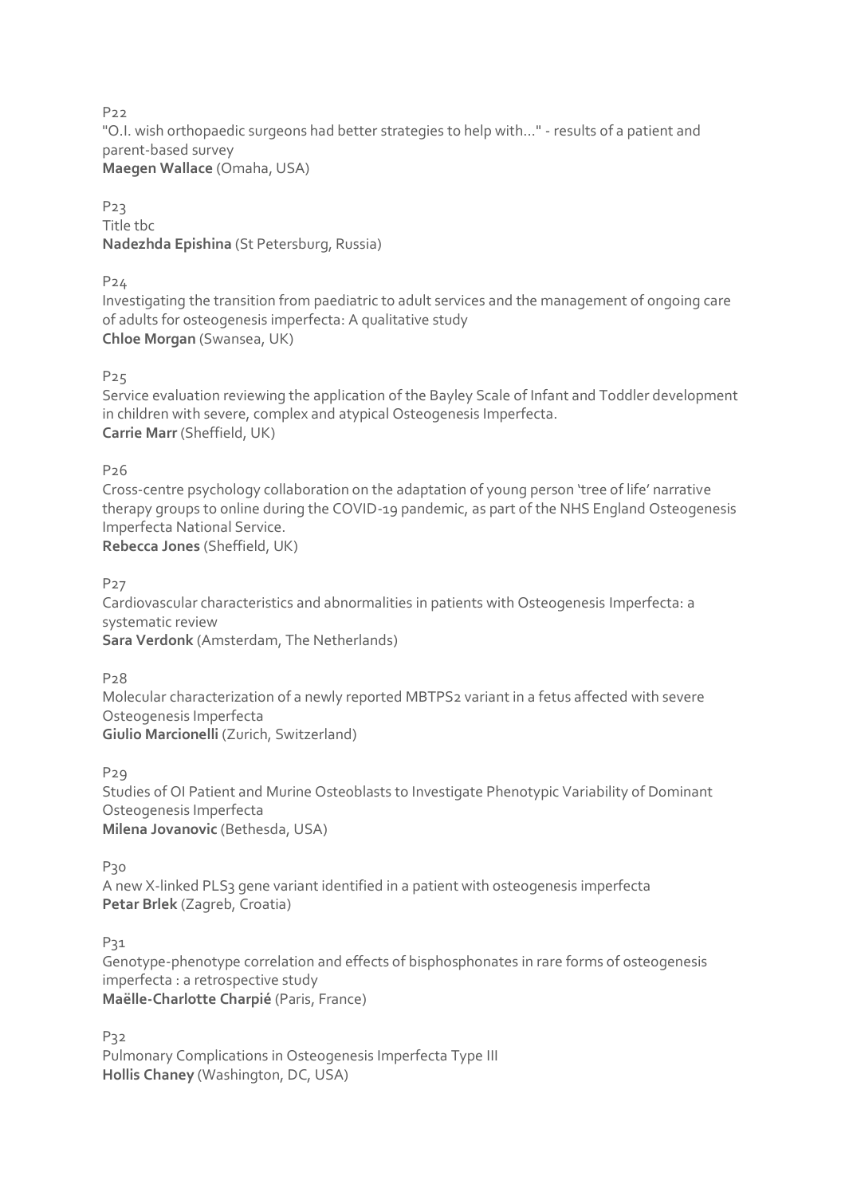P22

"O.I. wish orthopaedic surgeons had better strategies to help with..." - results of a patient and parent-based survey
**Maegen Wallace** (Omaha, USA)

P23

Title tbc
**Nadezhda Epishina** (St Petersburg, Russia)

P24

Investigating the transition from paediatric to adult services and the management of ongoing care of adults for osteogenesis imperfecta: A qualitative study
**Chloe Morgan** (Swansea, UK)

P25

Service evaluation reviewing the application of the Bayley Scale of Infant and Toddler development in children with severe, complex and atypical Osteogenesis Imperfecta.
**Carrie Marr** (Sheffield, UK)

P26

Cross-centre psychology collaboration on the adaptation of young person 'tree of life' narrative therapy groups to online during the COVID-19 pandemic, as part of the NHS England Osteogenesis Imperfecta National Service.
**Rebecca Jones** (Sheffield, UK)

P27

Cardiovascular characteristics and abnormalities in patients with Osteogenesis Imperfecta: a systematic review
**Sara Verdonk** (Amsterdam, The Netherlands)

P28

Molecular characterization of a newly reported MBTPS2 variant in a fetus affected with severe Osteogenesis Imperfecta
**Giulio Marcionelli** (Zurich, Switzerland)

P29

Studies of OI Patient and Murine Osteoblasts to Investigate Phenotypic Variability of Dominant Osteogenesis Imperfecta
**Milena Jovanovic** (Bethesda, USA)

P30

A new X-linked PLS3 gene variant identified in a patient with osteogenesis imperfecta
**Petar Brlek** (Zagreb, Croatia)

P31

Genotype-phenotype correlation and effects of bisphosphonates in rare forms of osteogenesis imperfecta : a retrospective study
**Maëlle-Charlotte Charpié** (Paris, France)

P32

Pulmonary Complications in Osteogenesis Imperfecta Type III
**Hollis Chaney** (Washington, DC, USA)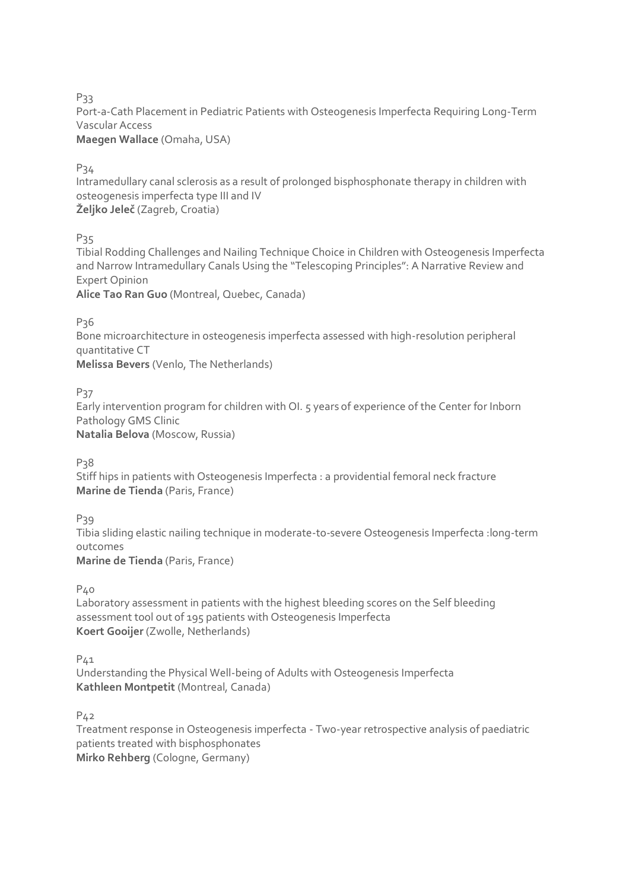P33

Port-a-Cath Placement in Pediatric Patients with Osteogenesis Imperfecta Requiring Long-Term Vascular Access

**Maegen Wallace** (Omaha, USA)

P34

Intramedullary canal sclerosis as a result of prolonged bisphosphonate therapy in children with osteogenesis imperfecta type III and IV

**Željko Jeleč** (Zagreb, Croatia)

P35

Tibial Rodding Challenges and Nailing Technique Choice in Children with Osteogenesis Imperfecta and Narrow Intramedullary Canals Using the "Telescoping Principles": A Narrative Review and Expert Opinion

**Alice Tao Ran Guo** (Montreal, Quebec, Canada)

P36

Bone microarchitecture in osteogenesis imperfecta assessed with high-resolution peripheral quantitative CT

**Melissa Bevers** (Venlo, The Netherlands)

P37

Early intervention program for children with OI. 5 years of experience of the Center for Inborn Pathology GMS Clinic

**Natalia Belova** (Moscow, Russia)

P38

Stiff hips in patients with Osteogenesis Imperfecta : a providential femoral neck fracture

**Marine de Tienda** (Paris, France)

P39

Tibia sliding elastic nailing technique in moderate-to-severe Osteogenesis Imperfecta :long-term outcomes

**Marine de Tienda** (Paris, France)

P40

Laboratory assessment in patients with the highest bleeding scores on the Self bleeding assessment tool out of 195 patients with Osteogenesis Imperfecta

**Koert Gooijer** (Zwolle, Netherlands)

P41

Understanding the Physical Well-being of Adults with Osteogenesis Imperfecta

**Kathleen Montpetit** (Montreal, Canada)

P42

Treatment response in Osteogenesis imperfecta - Two-year retrospective analysis of paediatric patients treated with bisphosphonates

**Mirko Rehberg** (Cologne, Germany)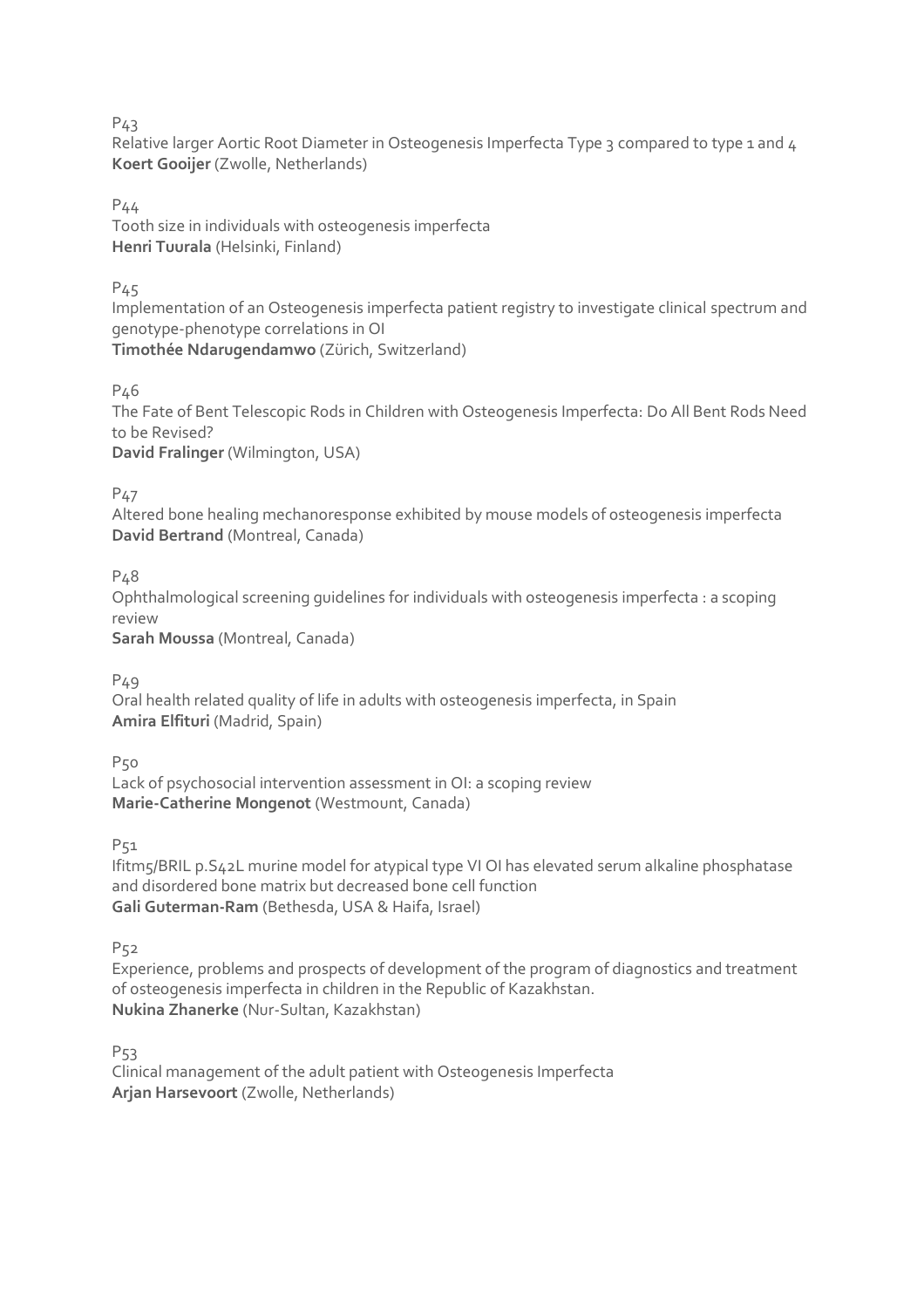P43

Relative larger Aortic Root Diameter in Osteogenesis Imperfecta Type 3 compared to type 1 and 4

**Koert Gooijer** (Zwolle, Netherlands)

P44

Tooth size in individuals with osteogenesis imperfecta

**Henri Tuurala** (Helsinki, Finland)

P45

Implementation of an Osteogenesis imperfecta patient registry to investigate clinical spectrum and genotype-phenotype correlations in OI

**Timothée Ndarugendamwo** (Zürich, Switzerland)

P46

The Fate of Bent Telescopic Rods in Children with Osteogenesis Imperfecta: Do All Bent Rods Need to be Revised?

**David Fralinger** (Wilmington, USA)

P47

Altered bone healing mechanoresponse exhibited by mouse models of osteogenesis imperfecta

**David Bertrand** (Montreal, Canada)

P48

Ophthalmological screening guidelines for individuals with osteogenesis imperfecta : a scoping review

**Sarah Moussa** (Montreal, Canada)

P49

Oral health related quality of life in adults with osteogenesis imperfecta, in Spain

**Amira Elfituri** (Madrid, Spain)

P50

Lack of psychosocial intervention assessment in OI: a scoping review

**Marie-Catherine Mongenot** (Westmount, Canada)

P51

Ifitm5/BRIL p.S42L murine model for atypical type VI OI has elevated serum alkaline phosphatase and disordered bone matrix but decreased bone cell function

**Gali Guterman-Ram** (Bethesda, USA & Haifa, Israel)

P52

Experience, problems and prospects of development of the program of diagnostics and treatment of osteogenesis imperfecta in children in the Republic of Kazakhstan.

**Nukina Zhanerke** (Nur-Sultan, Kazakhstan)

P53

Clinical management of the adult patient with Osteogenesis Imperfecta

**Arjan Harsevoort** (Zwolle, Netherlands)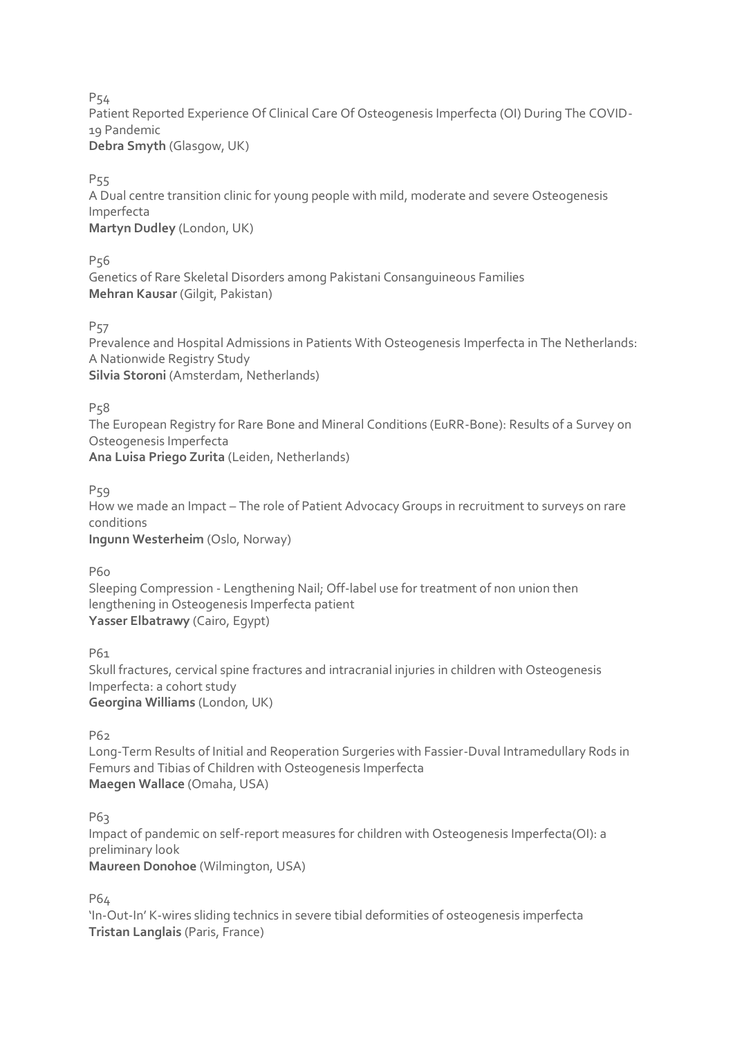P54

Patient Reported Experience Of Clinical Care Of Osteogenesis Imperfecta (OI) During The COVID-19 Pandemic
**Debra Smyth** (Glasgow, UK)

P55

A Dual centre transition clinic for young people with mild, moderate and severe Osteogenesis Imperfecta
**Martyn Dudley** (London, UK)

P56

Genetics of Rare Skeletal Disorders among Pakistani Consanguineous Families
**Mehran Kausar** (Gilgit, Pakistan)

P57

Prevalence and Hospital Admissions in Patients With Osteogenesis Imperfecta in The Netherlands: A Nationwide Registry Study
**Silvia Storoni** (Amsterdam, Netherlands)

P58

The European Registry for Rare Bone and Mineral Conditions (EuRR-Bone): Results of a Survey on Osteogenesis Imperfecta
**Ana Luisa Priego Zurita** (Leiden, Netherlands)

P59

How we made an Impact – The role of Patient Advocacy Groups in recruitment to surveys on rare conditions
**Ingunn Westerheim** (Oslo, Norway)

P60

Sleeping Compression - Lengthening Nail; Off-label use for treatment of non union then lengthening in Osteogenesis Imperfecta patient
**Yasser Elbatrawy** (Cairo, Egypt)

P61

Skull fractures, cervical spine fractures and intracranial injuries in children with Osteogenesis Imperfecta: a cohort study
**Georgina Williams** (London, UK)

P62

Long-Term Results of Initial and Reoperation Surgeries with Fassier-Duval Intramedullary Rods in Femurs and Tibias of Children with Osteogenesis Imperfecta
**Maegen Wallace** (Omaha, USA)

P63

Impact of pandemic on self-report measures for children with Osteogenesis Imperfecta(OI): a preliminary look
**Maureen Donohoe** (Wilmington, USA)

P64

'In-Out-In' K-wires sliding technics in severe tibial deformities of osteogenesis imperfecta
**Tristan Langlais** (Paris, France)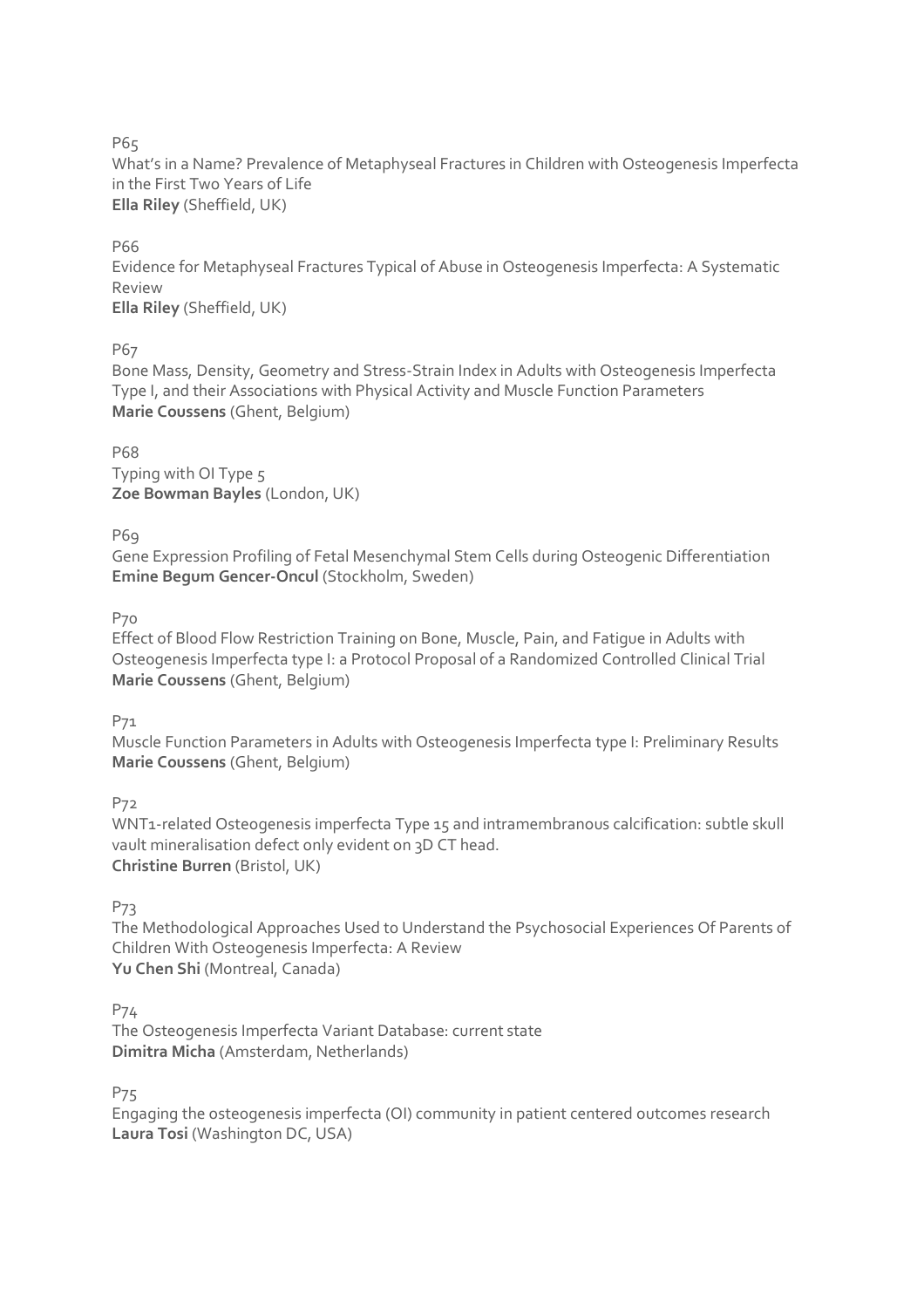P65

What's in a Name? Prevalence of Metaphyseal Fractures in Children with Osteogenesis Imperfecta in the First Two Years of Life

**Ella Riley** (Sheffield, UK)

P66

Evidence for Metaphyseal Fractures Typical of Abuse in Osteogenesis Imperfecta: A Systematic Review

**Ella Riley** (Sheffield, UK)

P67

Bone Mass, Density, Geometry and Stress-Strain Index in Adults with Osteogenesis Imperfecta Type I, and their Associations with Physical Activity and Muscle Function Parameters

**Marie Coussens** (Ghent, Belgium)

P68

Typing with OI Type 5

**Zoe Bowman Bayles** (London, UK)

P69

Gene Expression Profiling of Fetal Mesenchymal Stem Cells during Osteogenic Differentiation

**Emine Begum Gencer-Oncul** (Stockholm, Sweden)

P70

Effect of Blood Flow Restriction Training on Bone, Muscle, Pain, and Fatigue in Adults with Osteogenesis Imperfecta type I: a Protocol Proposal of a Randomized Controlled Clinical Trial

**Marie Coussens** (Ghent, Belgium)

P71

Muscle Function Parameters in Adults with Osteogenesis Imperfecta type I: Preliminary Results

**Marie Coussens** (Ghent, Belgium)

P72

WNT1-related Osteogenesis imperfecta Type 15 and intramembranous calcification: subtle skull vault mineralisation defect only evident on 3D CT head.

**Christine Burren** (Bristol, UK)

P73

The Methodological Approaches Used to Understand the Psychosocial Experiences Of Parents of Children With Osteogenesis Imperfecta: A Review

**Yu Chen Shi** (Montreal, Canada)

P74

The Osteogenesis Imperfecta Variant Database: current state

**Dimitra Micha** (Amsterdam, Netherlands)

P75

Engaging the osteogenesis imperfecta (OI) community in patient centered outcomes research

**Laura Tosi** (Washington DC, USA)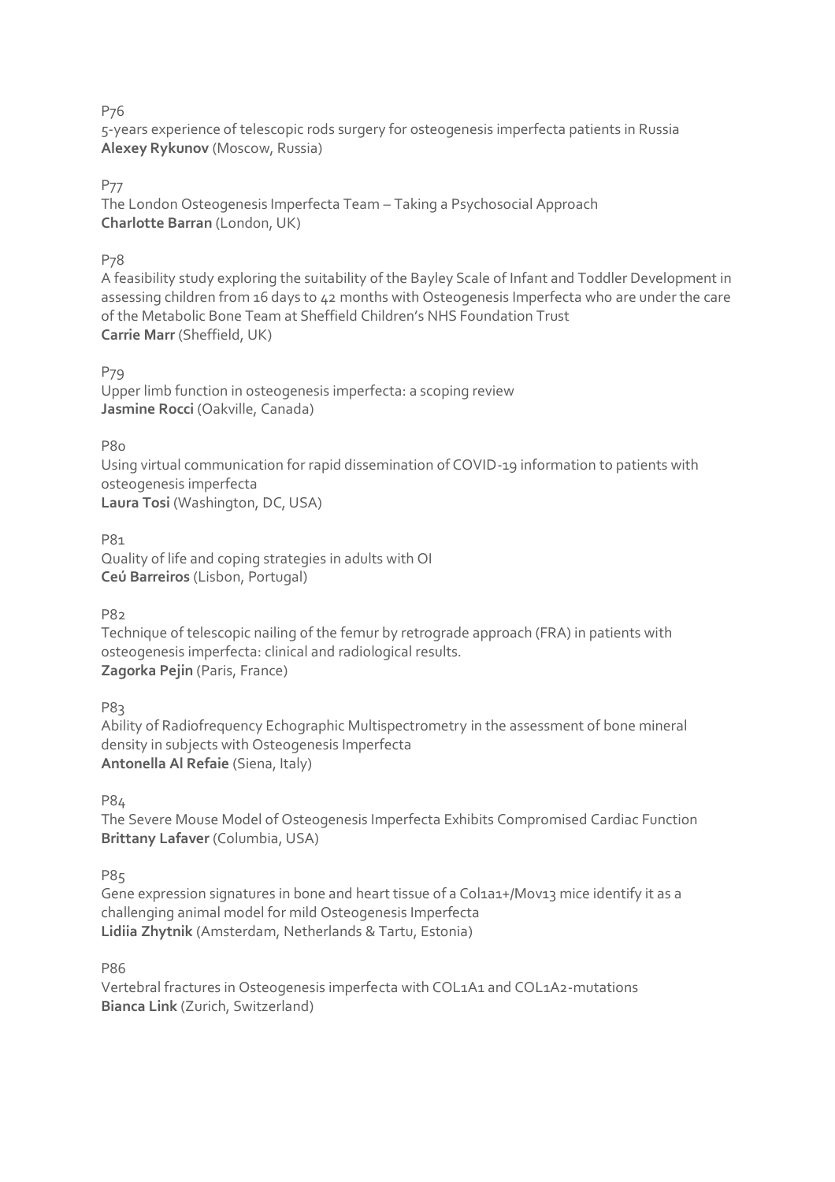P76

5-years experience of telescopic rods surgery for osteogenesis imperfecta patients in Russia
**Alexey Rykunov** (Moscow, Russia)

P77

The London Osteogenesis Imperfecta Team – Taking a Psychosocial Approach
**Charlotte Barran** (London, UK)

P78

A feasibility study exploring the suitability of the Bayley Scale of Infant and Toddler Development in assessing children from 16 days to 42 months with Osteogenesis Imperfecta who are under the care of the Metabolic Bone Team at Sheffield Children's NHS Foundation Trust
**Carrie Marr** (Sheffield, UK)

P79

Upper limb function in osteogenesis imperfecta: a scoping review
**Jasmine Rocci** (Oakville, Canada)

P80

Using virtual communication for rapid dissemination of COVID-19 information to patients with osteogenesis imperfecta
**Laura Tosi** (Washington, DC, USA)

P81

Quality of life and coping strategies in adults with OI
**Ceú Barreiros** (Lisbon, Portugal)

P82

Technique of telescopic nailing of the femur by retrograde approach (FRA) in patients with osteogenesis imperfecta: clinical and radiological results.
**Zagorka Pejin** (Paris, France)

P83

Ability of Radiofrequency Echographic Multispectrometry in the assessment of bone mineral density in subjects with Osteogenesis Imperfecta
**Antonella Al Refaie** (Siena, Italy)

P84

The Severe Mouse Model of Osteogenesis Imperfecta Exhibits Compromised Cardiac Function
**Brittany Lafaver** (Columbia, USA)

P85

Gene expression signatures in bone and heart tissue of a Col1a1+/Mov13 mice identify it as a challenging animal model for mild Osteogenesis Imperfecta
**Lidiia Zhytnik** (Amsterdam, Netherlands & Tartu, Estonia)

P86

Vertebral fractures in Osteogenesis imperfecta with COL1A1 and COL1A2-mutations
**Bianca Link** (Zurich, Switzerland)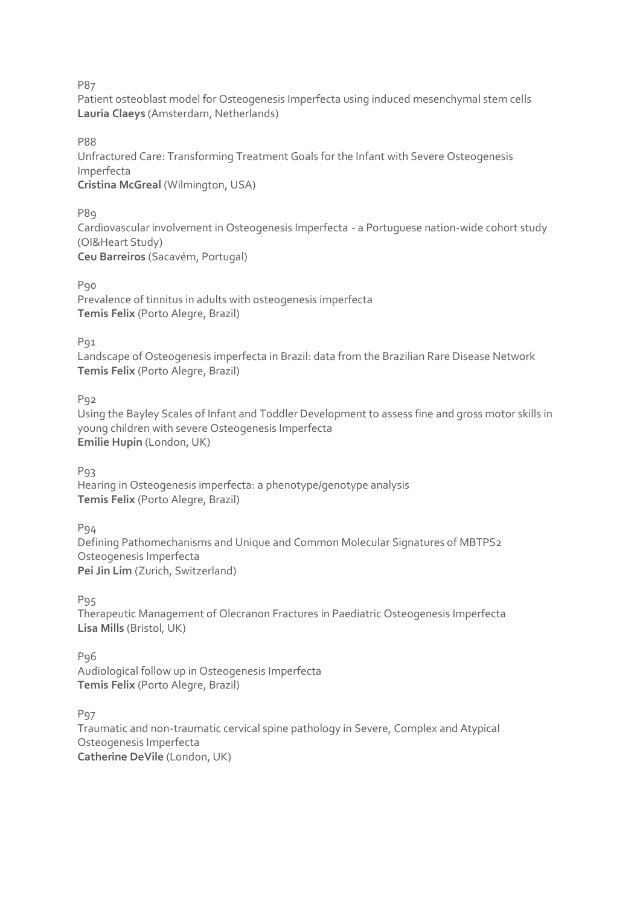P87
Patient osteoblast model for Osteogenesis Imperfecta using induced mesenchymal stem cells
**Lauria Claeys** (Amsterdam, Netherlands)

P88
Unfractured Care: Transforming Treatment Goals for the Infant with Severe Osteogenesis Imperfecta
**Cristina McGreal** (Wilmington, USA)

P89
Cardiovascular involvement in Osteogenesis Imperfecta - a Portuguese nation-wide cohort study (OI&Heart Study)
**Ceu Barreiros** (Sacavém, Portugal)

P90
Prevalence of tinnitus in adults with osteogenesis imperfecta
**Temis Felix** (Porto Alegre, Brazil)

P91
Landscape of Osteogenesis imperfecta in Brazil: data from the Brazilian Rare Disease Network
**Temis Felix** (Porto Alegre, Brazil)

P92
Using the Bayley Scales of Infant and Toddler Development to assess fine and gross motor skills in young children with severe Osteogenesis Imperfecta
**Emilie Hupin** (London, UK)

P93
Hearing in Osteogenesis imperfecta: a phenotype/genotype analysis
**Temis Felix** (Porto Alegre, Brazil)

P94
Defining Pathomechanisms and Unique and Common Molecular Signatures of MBTPS2 Osteogenesis Imperfecta
**Pei Jin Lim** (Zurich, Switzerland)

P95
Therapeutic Management of Olecranon Fractures in Paediatric Osteogenesis Imperfecta
**Lisa Mills** (Bristol, UK)

P96
Audiological follow up in Osteogenesis Imperfecta
**Temis Felix** (Porto Alegre, Brazil)

P97
Traumatic and non-traumatic cervical spine pathology in Severe, Complex and Atypical Osteogenesis Imperfecta
**Catherine DeVile** (London, UK)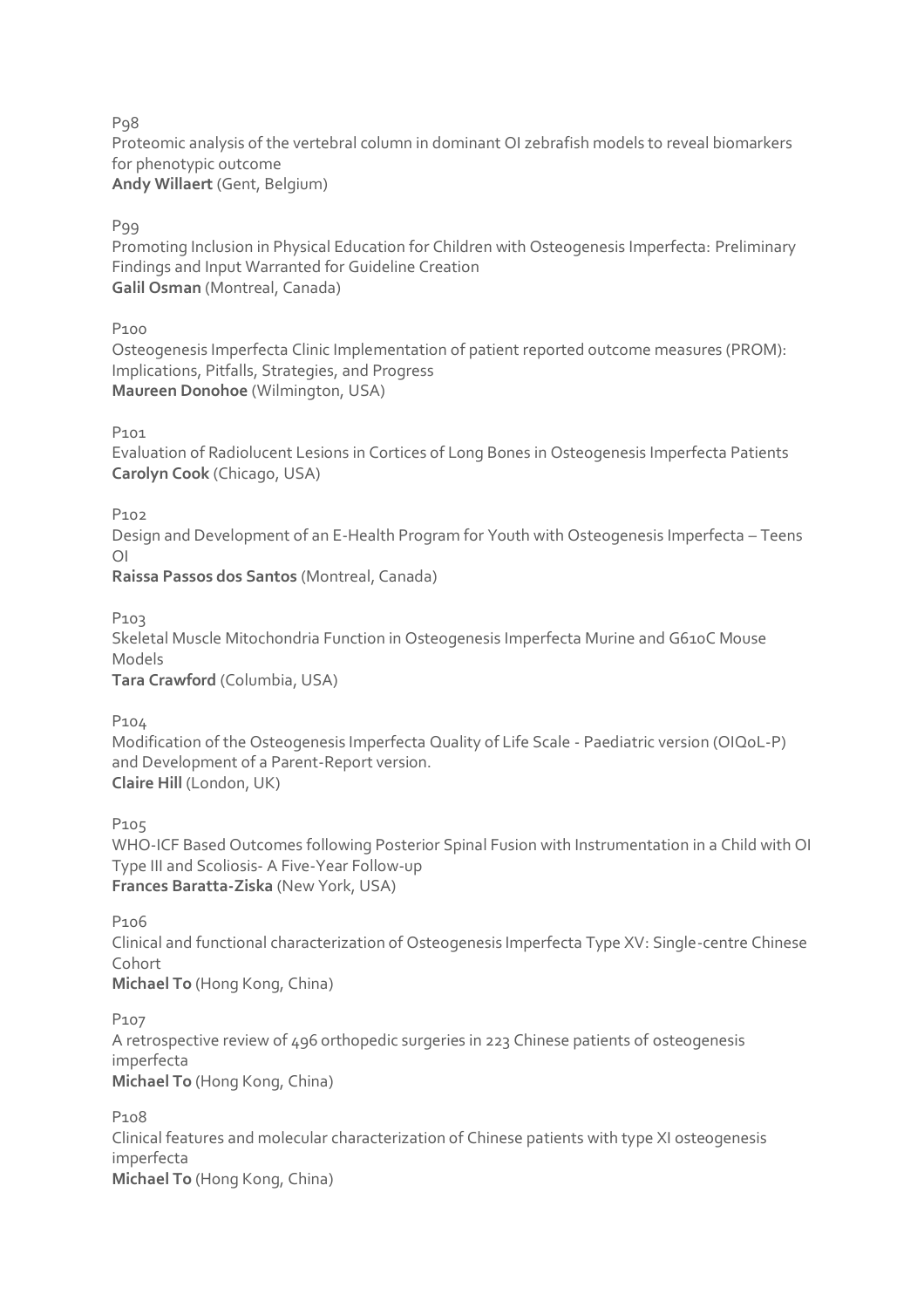P98
Proteomic analysis of the vertebral column in dominant OI zebrafish models to reveal biomarkers for phenotypic outcome
**Andy Willaert** (Gent, Belgium)

P99
Promoting Inclusion in Physical Education for Children with Osteogenesis Imperfecta: Preliminary Findings and Input Warranted for Guideline Creation
**Galil Osman** (Montreal, Canada)

P100
Osteogenesis Imperfecta Clinic Implementation of patient reported outcome measures (PROM): Implications, Pitfalls, Strategies, and Progress
**Maureen Donohoe** (Wilmington, USA)

P101
Evaluation of Radiolucent Lesions in Cortices of Long Bones in Osteogenesis Imperfecta Patients
**Carolyn Cook** (Chicago, USA)

P102
Design and Development of an E-Health Program for Youth with Osteogenesis Imperfecta – Teens OI
**Raissa Passos dos Santos** (Montreal, Canada)

P103
Skeletal Muscle Mitochondria Function in Osteogenesis Imperfecta Murine and G610C Mouse Models
**Tara Crawford** (Columbia, USA)

P104
Modification of the Osteogenesis Imperfecta Quality of Life Scale - Paediatric version (OIQoL-P) and Development of a Parent-Report version.
**Claire Hill** (London, UK)

P105
WHO-ICF Based Outcomes following Posterior Spinal Fusion with Instrumentation in a Child with OI Type III and Scoliosis- A Five-Year Follow-up
**Frances Baratta-Ziska** (New York, USA)

P106
Clinical and functional characterization of Osteogenesis Imperfecta Type XV: Single-centre Chinese Cohort
**Michael To** (Hong Kong, China)

P107
A retrospective review of 496 orthopedic surgeries in 223 Chinese patients of osteogenesis imperfecta
**Michael To** (Hong Kong, China)

P108
Clinical features and molecular characterization of Chinese patients with type XI osteogenesis imperfecta
**Michael To** (Hong Kong, China)